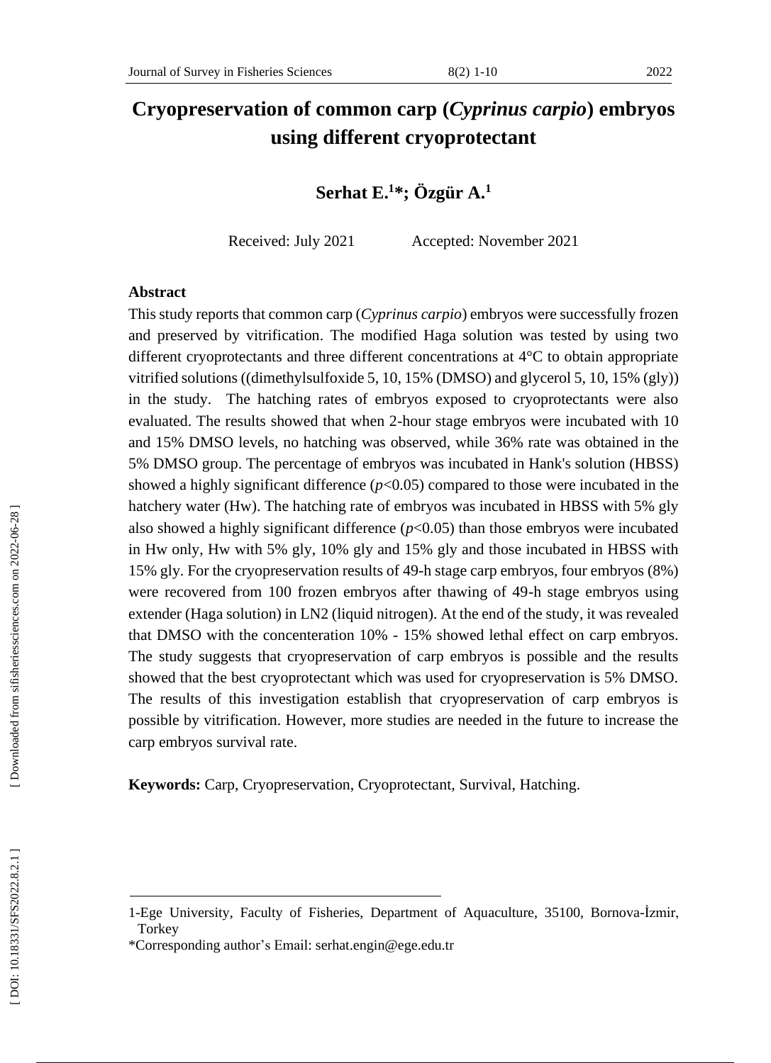# Cryopreservation of common carp (*Cyprinus carpio*) embryos using different cryoprotectant

**Serhat E.[1]*; Özgür A.[1]**

Received: July 2021 Accepted: November 2021

## Abstract

This study reports that common carp (*Cyprinus carpio*) embryos were successfully frozen and preserved by vitrification. The modified Haga solution was tested by using two different cryoprotectants and three different concentrations at 4°C to obtain appropriate vitrified solutions ((dimethylsulfoxide 5, 10, 15% (DMSO) and glycerol 5, 10, 15% (gly)) in the study. The hatching rates of embryos exposed to cryoprotectants were also evaluated. The results showed that when 2-hour stage embryos were incubated with 10 and 15% DMSO levels, no hatching was observed, while 36% rate was obtained in the 5% DMSO group. The percentage of embryos was incubated in Hank's solution (HBSS) showed a highly significant difference ($p$<0.05) compared to those were incubated in the hatchery water (Hw). The hatching rate of embryos was incubated in HBSS with 5% gly also showed a highly significant difference ($p$<0.05) than those embryos were incubated in Hw only, Hw with 5% gly, 10% gly and 15% gly and those incubated in HBSS with 15% gly. For the cryopreservation results of 49-h stage carp embryos, four embryos (8%) were recovered from 100 frozen embryos after thawing of 49-h stage embryos using extender (Haga solution) in LN2 (liquid nitrogen). At the end of the study, it was revealed that DMSO with the concenteration 10% - 15% showed lethal effect on carp embryos. The study suggests that cryopreservation of carp embryos is possible and the results showed that the best cryoprotectant which was used for cryopreservation is 5% DMSO. The results of this investigation establish that cryopreservation of carp embryos is possible by vitrification. However, more studies are needed in the future to increase the carp embryos survival rate.

**Keywords:** Carp, Cryopreservation, Cryoprotectant, Survival, Hatching.

---

1-Ege University, Faculty of Fisheries, Department of Aquaculture, 35100, Bornova-İzmir, Torkey

*Corresponding author's Email: serhat.engin@ege.edu.tr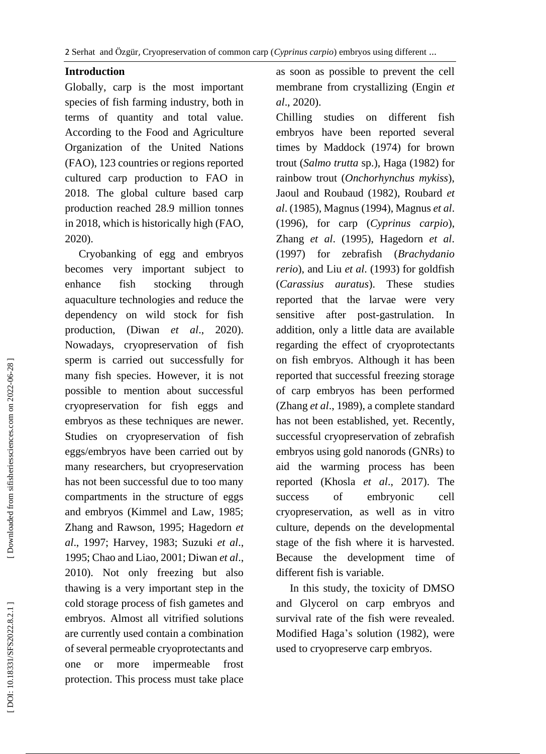## Introduction

Globally, carp is the most important species of fish farming industry, both in terms of quantity and total value. According to the Food and Agriculture Organization of the United Nations (FAO), 123 countries or regions reported cultured carp production to FAO in 2018. The global culture based carp production reached 28.9 million tonnes in 2018, which is historically high (FAO, 2020).

Cryobanking of egg and embryos becomes very important subject to enhance fish stocking through aquaculture technologies and reduce the dependency on wild stock for fish production, (Diwan *et al*., 2020). Nowadays, cryopreservation of fish sperm is carried out successfully for many fish species. However, it is not possible to mention about successful cryopreservation for fish eggs and embryos as these techniques are newer. Studies on cryopreservation of fish eggs/embryos have been carried out by many researchers, but cryopreservation has not been successful due to too many compartments in the structure of eggs and embryos (Kimmel and Law, 1985; Zhang and Rawson, 1995; Hagedorn *et al*., 1997; Harvey, 1983; Suzuki *et al*., 1995; Chao and Liao, 2001; Diwan *et al*., 2010). Not only freezing but also thawing is a very important step in the cold storage process of fish gametes and embryos. Almost all vitrified solutions are currently used contain a combination of several permeable cryoprotectants and one or more impermeable frost protection. This process must take place as soon as possible to prevent the cell membrane from crystallizing (Engin *et al*., 2020).

Chilling studies on different fish embryos have been reported several times by Maddock (1974) for brown trout (*Salmo trutta* sp.), Haga (1982) for rainbow trout (*Onchorhynchus mykiss*), Jaoul and Roubaud (1982), Roubard *et al*. (1985), Magnus (1994), Magnus *et al*. (1996), for carp (*Cyprinus carpio*), Zhang *et al*. (1995), Hagedorn *et al*. (1997) for zebrafish (*Brachydanio rerio*), and Liu *et al*. (1993) for goldfish (*Carassius auratus*). These studies reported that the larvae were very sensitive after post-gastrulation. In addition, only a little data are available regarding the effect of cryoprotectants on fish embryos. Although it has been reported that successful freezing storage of carp embryos has been performed (Zhang *et al*., 1989), a complete standard has not been established, yet. Recently, successful cryopreservation of zebrafish embryos using gold nanorods (GNRs) to aid the warming process has been reported (Khosla *et al*., 2017). The success of embryonic cell cryopreservation, as well as in vitro culture, depends on the developmental stage of the fish where it is harvested. Because the development time of different fish is variable.

In this study, the toxicity of DMSO and Glycerol on carp embryos and survival rate of the fish were revealed. Modified Haga's solution (1982), were used to cryopreserve carp embryos.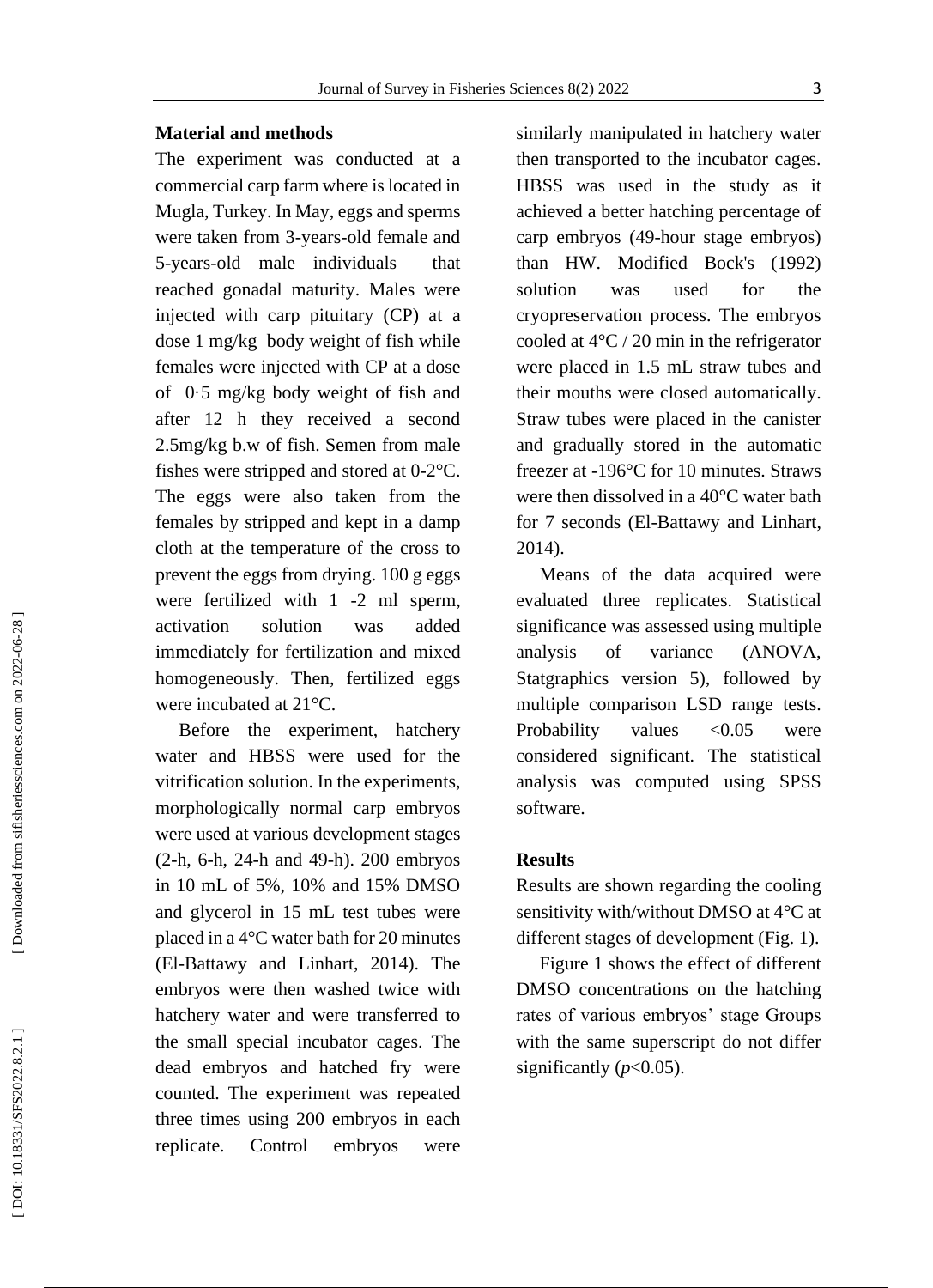## Material and methods

The experiment was conducted at a commercial carp farm where is located in Mugla, Turkey. In May, eggs and sperms were taken from 3-years-old female and 5-years-old male individuals that reached gonadal maturity. Males were injected with carp pituitary (CP) at a dose 1 mg/kg body weight of fish while females were injected with CP at a dose of 0·5 mg/kg body weight of fish and after 12 h they received a second 2.5mg/kg b.w of fish. Semen from male fishes were stripped and stored at 0-2°C. The eggs were also taken from the females by stripped and kept in a damp cloth at the temperature of the cross to prevent the eggs from drying. 100 g eggs were fertilized with 1 -2 ml sperm, activation solution was added immediately for fertilization and mixed homogeneously. Then, fertilized eggs were incubated at 21°C.

Before the experiment, hatchery water and HBSS were used for the vitrification solution. In the experiments, morphologically normal carp embryos were used at various development stages (2-h, 6-h, 24-h and 49-h). 200 embryos in 10 mL of 5%, 10% and 15% DMSO and glycerol in 15 mL test tubes were placed in a 4°C water bath for 20 minutes (El-Battawy and Linhart, 2014). The embryos were then washed twice with hatchery water and were transferred to the small special incubator cages. The dead embryos and hatched fry were counted. The experiment was repeated three times using 200 embryos in each replicate. Control embryos were similarly manipulated in hatchery water then transported to the incubator cages. HBSS was used in the study as it achieved a better hatching percentage of carp embryos (49-hour stage embryos) than HW. Modified Bock's (1992) solution was used for the cryopreservation process. The embryos cooled at 4°C / 20 min in the refrigerator were placed in 1.5 mL straw tubes and their mouths were closed automatically. Straw tubes were placed in the canister and gradually stored in the automatic freezer at -196°C for 10 minutes. Straws were then dissolved in a 40°C water bath for 7 seconds (El-Battawy and Linhart, 2014).

Means of the data acquired were evaluated three replicates. Statistical significance was assessed using multiple analysis of variance (ANOVA, Statgraphics version 5), followed by multiple comparison LSD range tests. Probability values <0.05 were considered significant. The statistical analysis was computed using SPSS software.

## Results

Results are shown regarding the cooling sensitivity with/without DMSO at 4°C at different stages of development (Fig. 1).

Figure 1 shows the effect of different DMSO concentrations on the hatching rates of various embryos' stage Groups with the same superscript do not differ significantly (*p*<0.05).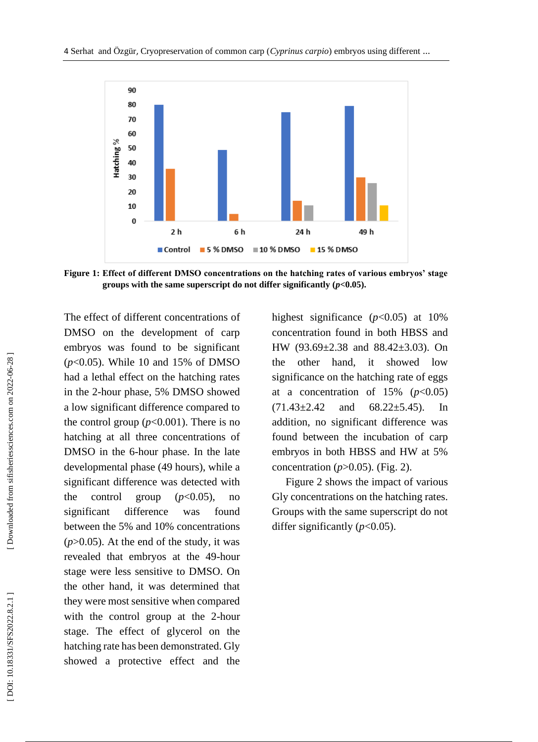**Figure 1: Effect of different DMSO concentrations on the hatching rates of various embryos' stage groups with the same superscript do not differ significantly ($p$<0.05).**

The effect of different concentrations of DMSO on the development of carp embryos was found to be significant ($p$<0.05). While 10 and 15% of DMSO had a lethal effect on the hatching rates in the 2-hour phase, 5% DMSO showed a low significant difference compared to the control group ($p$<0.001). There is no hatching at all three concentrations of DMSO in the 6-hour phase. In the late developmental phase (49 hours), while a significant difference was detected with the control group ($p$<0.05), no significant difference was found between the 5% and 10% concentrations ($p$>0.05). At the end of the study, it was revealed that embryos at the 49-hour stage were less sensitive to DMSO. On the other hand, it was determined that they were most sensitive when compared with the control group at the 2-hour stage. The effect of glycerol on the hatching rate has been demonstrated. Gly showed a protective effect and the highest significance ($p$<0.05) at 10% concentration found in both HBSS and HW (93.69±2.38 and 88.42±3.03). On the other hand, it showed low significance on the hatching rate of eggs at a concentration of 15% ($p$<0.05) (71.43±2.42 and 68.22±5.45). In addition, no significant difference was found between the incubation of carp embryos in both HBSS and HW at 5% concentration ($p$>0.05). (Fig. 2).

Figure 2 shows the impact of various Gly concentrations on the hatching rates. Groups with the same superscript do not differ significantly ($p$<0.05).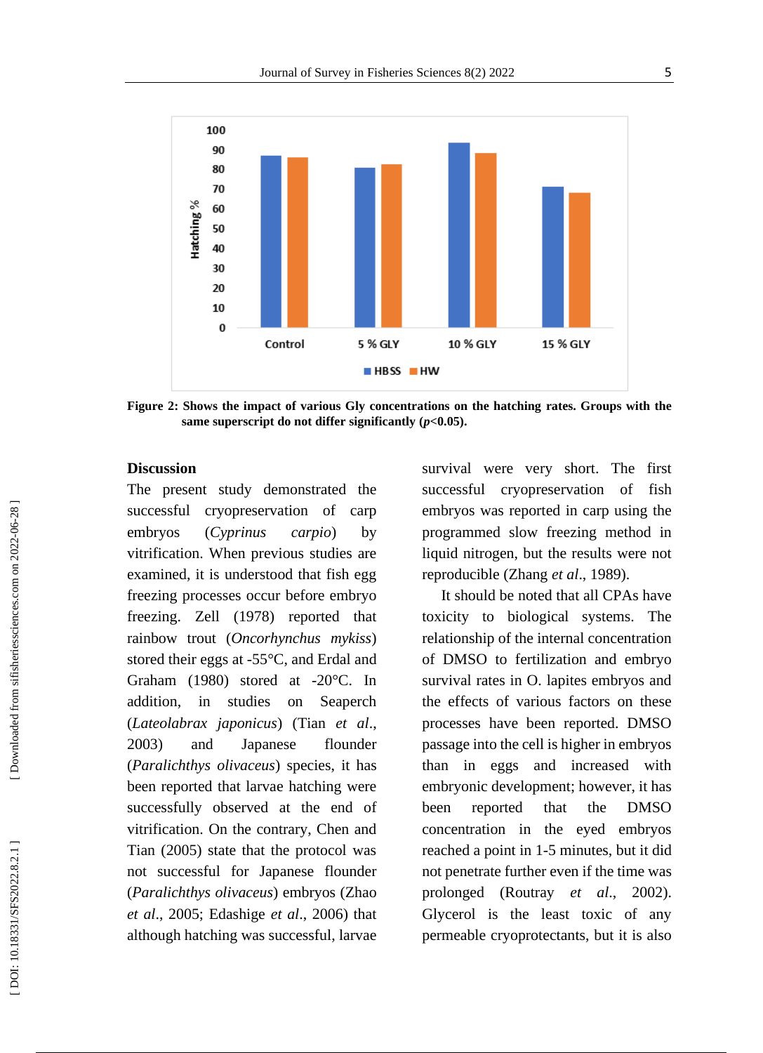Figure 2: Shows the impact of various Gly concentrations on the hatching rates. Groups with the same superscript do not differ significantly ($p<0.05$).

## Discussion

The present study demonstrated the successful cryopreservation of carp embryos (*Cyprinus carpio*) by vitrification. When previous studies are examined, it is understood that fish egg freezing processes occur before embryo freezing. Zell (1978) reported that rainbow trout (*Oncorhynchus mykiss*) stored their eggs at -55°C, and Erdal and Graham (1980) stored at -20°C. In addition, in studies on Seaperch (*Lateolabrax japonicus*) (Tian *et al*., 2003) and Japanese flounder (*Paralichthys olivaceus*) species, it has been reported that larvae hatching were successfully observed at the end of vitrification. On the contrary, Chen and Tian (2005) state that the protocol was not successful for Japanese flounder (*Paralichthys olivaceus*) embryos (Zhao *et al*., 2005; Edashige *et al*., 2006) that although hatching was successful, larvae survival were very short. The first successful cryopreservation of fish embryos was reported in carp using the programmed slow freezing method in liquid nitrogen, but the results were not reproducible (Zhang *et al*., 1989).

It should be noted that all CPAs have toxicity to biological systems. The relationship of the internal concentration of DMSO to fertilization and embryo survival rates in O. lapites embryos and the effects of various factors on these processes have been reported. DMSO passage into the cell is higher in embryos than in eggs and increased with embryonic development; however, it has been reported that the DMSO concentration in the eyed embryos reached a point in 1-5 minutes, but it did not penetrate further even if the time was prolonged (Routray *et al*., 2002). Glycerol is the least toxic of any permeable cryoprotectants, but it is also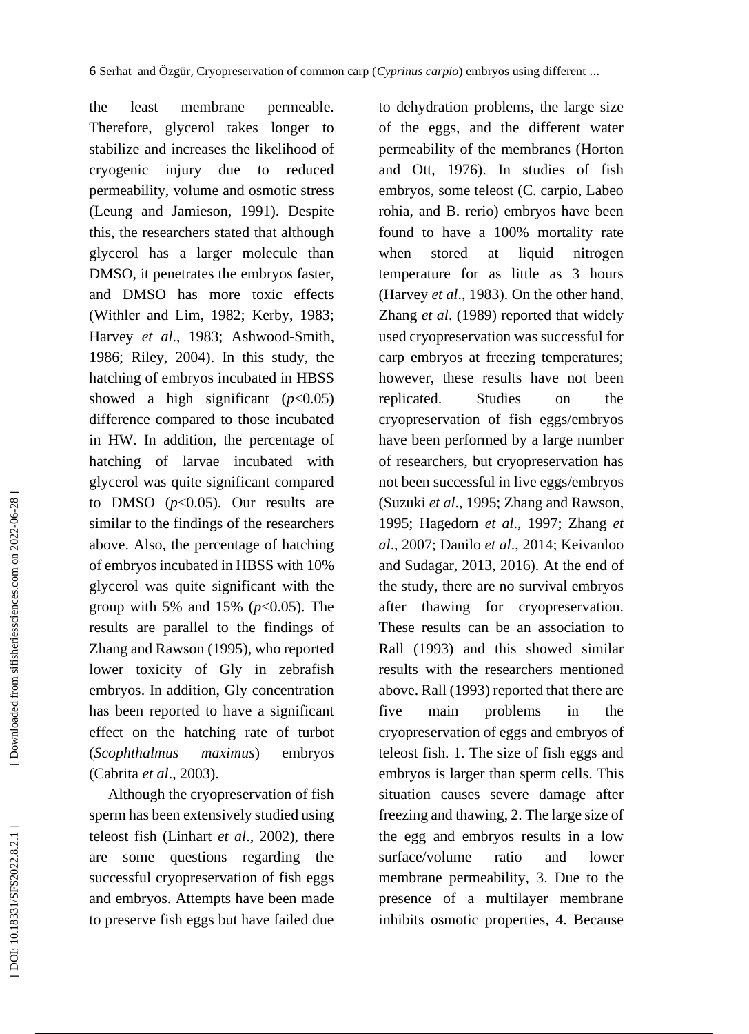the least membrane permeable. Therefore, glycerol takes longer to stabilize and increases the likelihood of cryogenic injury due to reduced permeability, volume and osmotic stress (Leung and Jamieson, 1991). Despite this, the researchers stated that although glycerol has a larger molecule than DMSO, it penetrates the embryos faster, and DMSO has more toxic effects (Withler and Lim, 1982; Kerby, 1983; Harvey *et al*., 1983; Ashwood-Smith, 1986; Riley, 2004). In this study, the hatching of embryos incubated in HBSS showed a high significant ($p$<0.05) difference compared to those incubated in HW. In addition, the percentage of hatching of larvae incubated with glycerol was quite significant compared to DMSO ($p$<0.05). Our results are similar to the findings of the researchers above. Also, the percentage of hatching of embryos incubated in HBSS with 10% glycerol was quite significant with the group with 5% and 15% ($p$<0.05). The results are parallel to the findings of Zhang and Rawson (1995), who reported lower toxicity of Gly in zebrafish embryos. In addition, Gly concentration has been reported to have a significant effect on the hatching rate of turbot (*Scophthalmus maximus*) embryos (Cabrita *et al*., 2003).

Although the cryopreservation of fish sperm has been extensively studied using teleost fish (Linhart *et al*., 2002), there are some questions regarding the successful cryopreservation of fish eggs and embryos. Attempts have been made to preserve fish eggs but have failed due to dehydration problems, the large size of the eggs, and the different water permeability of the membranes (Horton and Ott, 1976). In studies of fish embryos, some teleost (C. carpio, Labeo rohia, and B. rerio) embryos have been found to have a 100% mortality rate when stored at liquid nitrogen temperature for as little as 3 hours (Harvey *et al*., 1983). On the other hand, Zhang *et al*. (1989) reported that widely used cryopreservation was successful for carp embryos at freezing temperatures; however, these results have not been replicated. Studies on the cryopreservation of fish eggs/embryos have been performed by a large number of researchers, but cryopreservation has not been successful in live eggs/embryos (Suzuki *et al*., 1995; Zhang and Rawson, 1995; Hagedorn *et al*., 1997; Zhang *et al*., 2007; Danilo *et al*., 2014; Keivanloo and Sudagar, 2013, 2016). At the end of the study, there are no survival embryos after thawing for cryopreservation. These results can be an association to Rall (1993) and this showed similar results with the researchers mentioned above. Rall (1993) reported that there are five main problems in the cryopreservation of eggs and embryos of teleost fish. 1. The size of fish eggs and embryos is larger than sperm cells. This situation causes severe damage after freezing and thawing, 2. The large size of the egg and embryos results in a low surface/volume ratio and lower membrane permeability, 3. Due to the presence of a multilayer membrane inhibits osmotic properties, 4. Because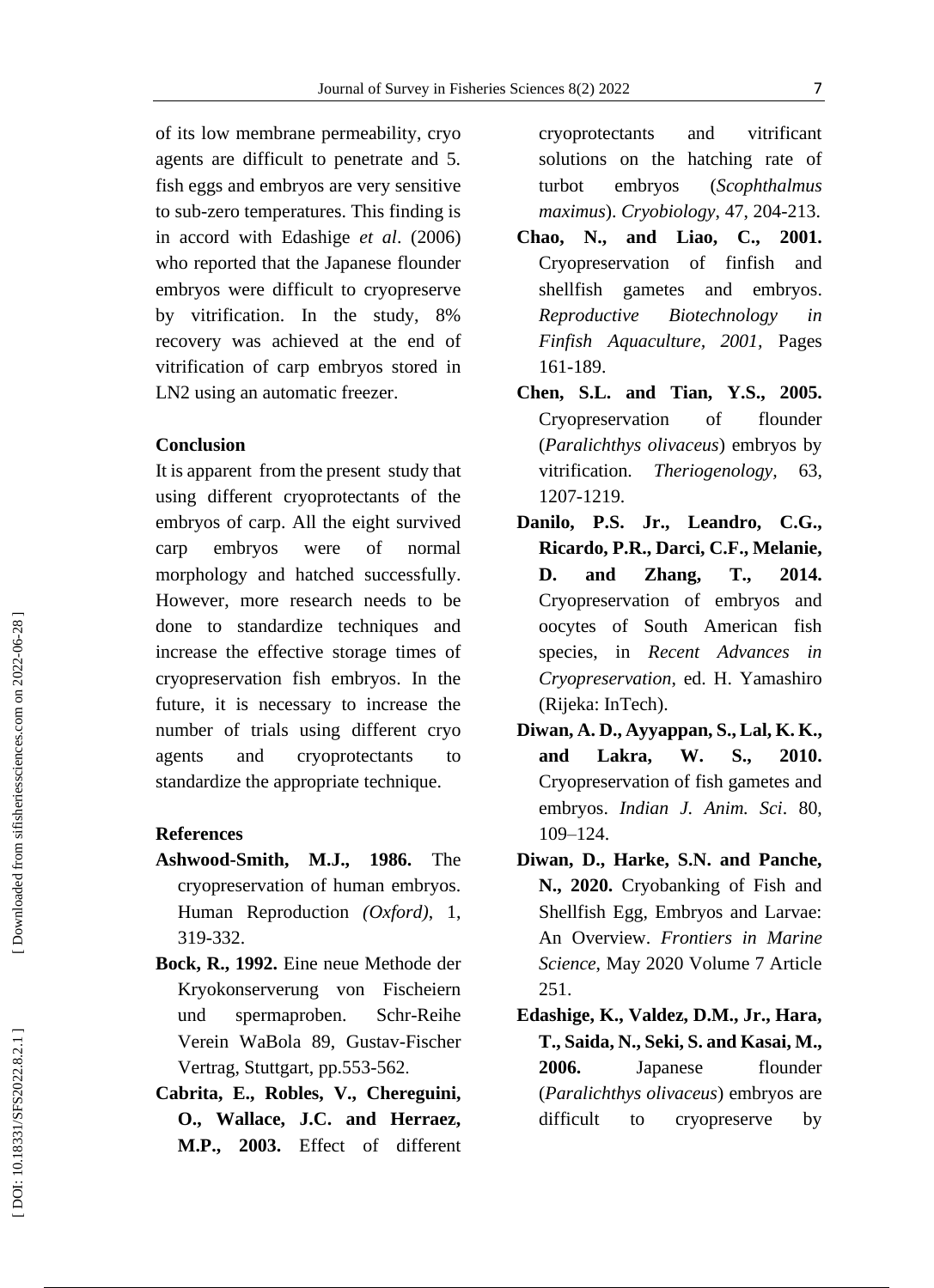of its low membrane permeability, cryo agents are difficult to penetrate and 5. fish eggs and embryos are very sensitive to sub-zero temperatures. This finding is in accord with Edashige *et al*. (2006) who reported that the Japanese flounder embryos were difficult to cryopreserve by vitrification. In the study, 8% recovery was achieved at the end of vitrification of carp embryos stored in LN2 using an automatic freezer.

## Conclusion

It is apparent from the present study that using different cryoprotectants of the embryos of carp. All the eight survived carp embryos were of normal morphology and hatched successfully. However, more research needs to be done to standardize techniques and increase the effective storage times of cryopreservation fish embryos. In the future, it is necessary to increase the number of trials using different cryo agents and cryoprotectants to standardize the appropriate technique.

## References

**Ashwood-Smith, M.J., 1986.** The cryopreservation of human embryos. Human Reproduction *(Oxford)*, 1, 319-332.

**Bock, R., 1992.** Eine neue Methode der Kryokonserverung von Fischeiern und spermaproben. Schr-Reihe Verein WaBola 89, Gustav-Fischer Vertrag, Stuttgart, pp.553-562.

**Cabrita, E., Robles, V., Chereguini, O., Wallace, J.C. and Herraez, M.P., 2003.** Effect of different cryoprotectants and vitrificant solutions on the hatching rate of turbot embryos (*Scophthalmus maximus*). *Cryobiology*, 47, 204-213.

**Chao, N., and Liao, C., 2001.** Cryopreservation of finfish and shellfish gametes and embryos. *Reproductive Biotechnology in Finfish Aquaculture*, *2001*, Pages 161-189.

**Chen, S.L. and Tian, Y.S., 2005.** Cryopreservation of flounder (*Paralichthys olivaceus*) embryos by vitrification. *Theriogenology*, 63, 1207-1219.

**Danilo, P.S. Jr., Leandro, C.G., Ricardo, P.R., Darci, C.F., Melanie, D. and Zhang, T., 2014.** Cryopreservation of embryos and oocytes of South American fish species, in *Recent Advances in Cryopreservation*, ed. H. Yamashiro (Rijeka: InTech).

**Diwan, A. D., Ayyappan, S., Lal, K. K., and Lakra, W. S., 2010.** Cryopreservation of fish gametes and embryos. *Indian J. Anim. Sci*. 80, 109–124.

**Diwan, D., Harke, S.N. and Panche, N., 2020.** Cryobanking of Fish and Shellfish Egg, Embryos and Larvae: An Overview. *Frontiers in Marine Science*, May 2020 Volume 7 Article 251.

**Edashige, K., Valdez, D.M., Jr., Hara, T., Saida, N., Seki, S. and Kasai, M., 2006.** Japanese flounder (*Paralichthys olivaceus*) embryos are difficult to cryopreserve by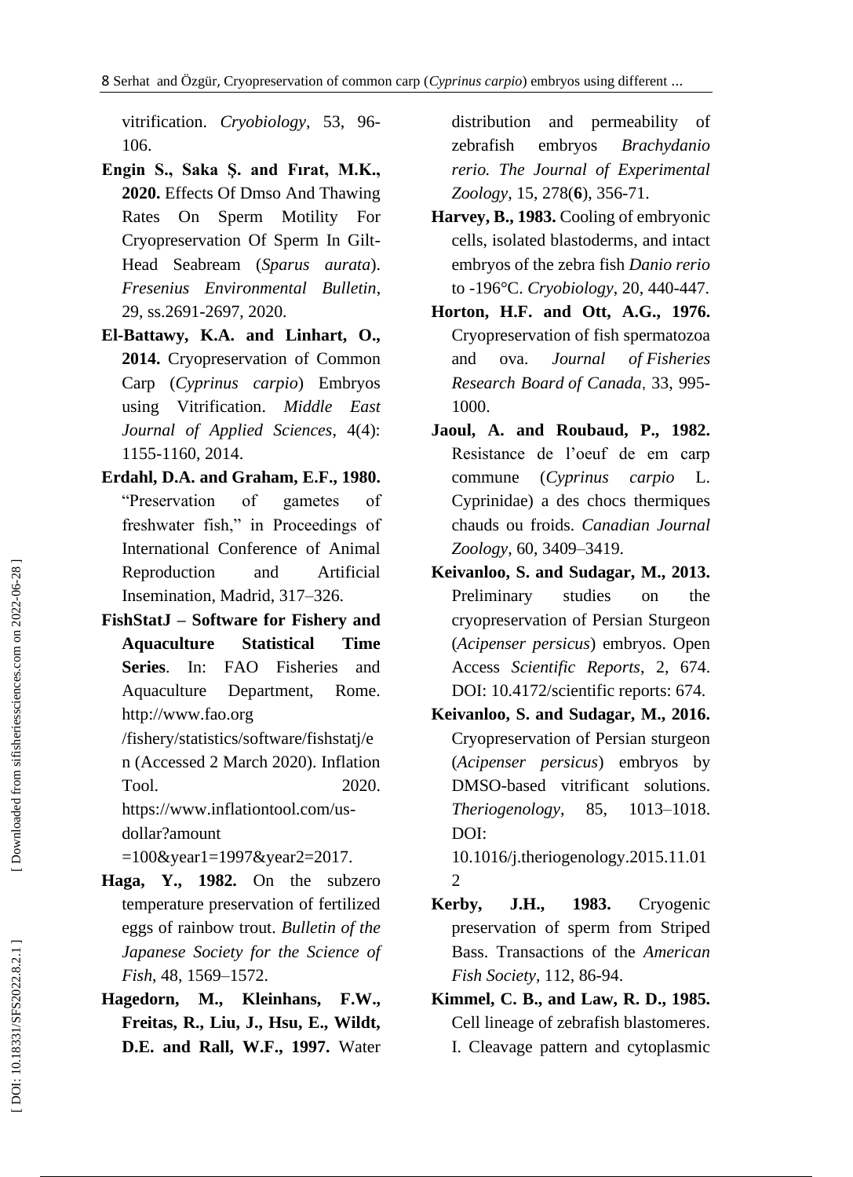vitrification. *Cryobiology*, 53, 96-106.

**Engin S., Saka Ş. and Fırat, M.K., 2020.** Effects Of Dmso And Thawing Rates On Sperm Motility For Cryopreservation Of Sperm In Gilt-Head Seabream (*Sparus aurata*). *Fresenius Environmental Bulletin*, 29, ss.2691-2697, 2020.

**El-Battawy, K.A. and Linhart, O., 2014.** Cryopreservation of Common Carp (*Cyprinus carpio*) Embryos using Vitrification. *Middle East Journal of Applied Sciences*, 4(4): 1155-1160, 2014.

**Erdahl, D.A. and Graham, E.F., 1980.** "Preservation of gametes of freshwater fish," in Proceedings of International Conference of Animal Reproduction and Artificial Insemination, Madrid, 317–326.

**FishStatJ – Software for Fishery and Aquaculture Statistical Time Series**. In: FAO Fisheries and Aquaculture Department, Rome. http://www.fao.org /fishery/statistics/software/fishstatj/en (Accessed 2 March 2020). Inflation Tool. 2020. https://www.inflationtool.com/us-dollar?amount =100&year1=1997&year2=2017.

**Haga, Y., 1982.** On the subzero temperature preservation of fertilized eggs of rainbow trout. *Bulletin of the Japanese Society for the Science of Fish*, 48, 1569–1572.

**Hagedorn, M., Kleinhans, F.W., Freitas, R., Liu, J., Hsu, E., Wildt, D.E. and Rall, W.F., 1997.** Water distribution and permeability of zebrafish embryos *Brachydanio rerio. The Journal of Experimental Zoology*, 15, 278(**6**), 356-71.

**Harvey, B., 1983.** Cooling of embryonic cells, isolated blastoderms, and intact embryos of the zebra fish *Danio rerio* to -196°C. *Cryobiology*, 20, 440-447.

**Horton, H.F. and Ott, A.G., 1976.** Cryopreservation of fish spermatozoa and ova. *Journal of Fisheries Research Board of Canada*, 33, 995-1000.

**Jaoul, A. and Roubaud, P., 1982.** Resistance de l'oeuf de em carp commune (*Cyprinus carpio* L. Cyprinidae) a des chocs thermiques chauds ou froids. *Canadian Journal Zoology*, 60, 3409–3419.

**Keivanloo, S. and Sudagar, M., 2013.** Preliminary studies on the cryopreservation of Persian Sturgeon (*Acipenser persicus*) embryos. Open Access *Scientific Reports*, 2, 674. DOI: 10.4172/scientific reports: 674.

**Keivanloo, S. and Sudagar, M., 2016.** Cryopreservation of Persian sturgeon (*Acipenser persicus*) embryos by DMSO-based vitrificant solutions. *Theriogenology*, 85, 1013–1018. DOI: 10.1016/j.theriogenology.2015.11.012

**Kerby, J.H., 1983.** Cryogenic preservation of sperm from Striped Bass. Transactions of the *American Fish Society*, 112, 86-94.

**Kimmel, C. B., and Law, R. D., 1985.** Cell lineage of zebrafish blastomeres. I. Cleavage pattern and cytoplasmic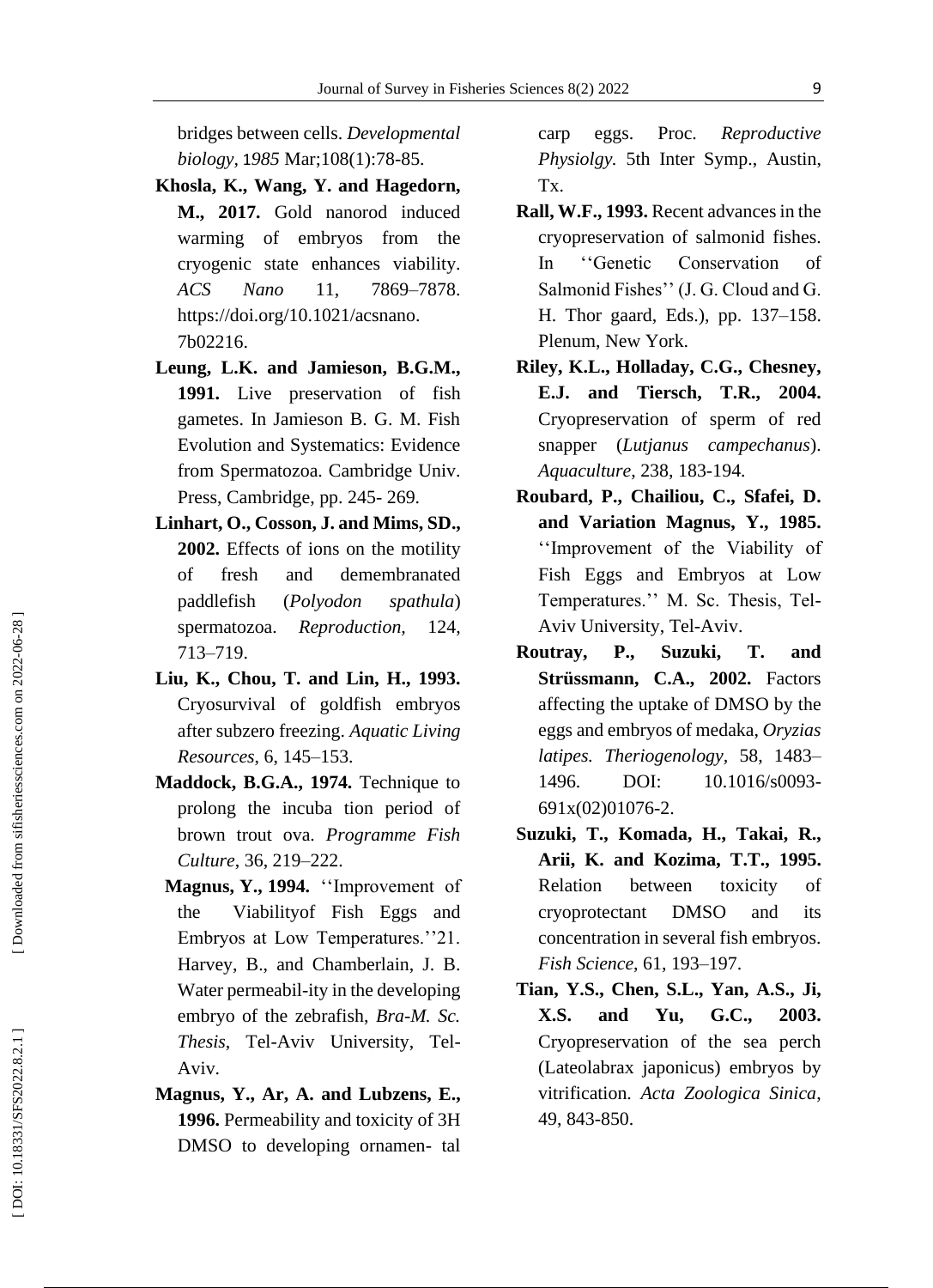bridges between cells. *Developmental biology*, 1*985* Mar;108(1):78-85.

**Khosla, K., Wang, Y. and Hagedorn, M., 2017.** Gold nanorod induced warming of embryos from the cryogenic state enhances viability. *ACS Nano* 11, 7869–7878. https://doi.org/10.1021/acsnano.7b02216.

**Leung, L.K. and Jamieson, B.G.M., 1991.** Live preservation of fish gametes. In Jamieson B. G. M. Fish Evolution and Systematics: Evidence from Spermatozoa. Cambridge Univ. Press, Cambridge, pp. 245- 269.

**Linhart, O., Cosson, J. and Mims, SD., 2002.** Effects of ions on the motility of fresh and demembranated paddlefish (*Polyodon spathula*) spermatozoa. *Reproduction,* 124, 713–719.

**Liu, K., Chou, T. and Lin, H., 1993.** Cryosurvival of goldfish embryos after subzero freezing. *Aquatic Living Resources*, 6, 145–153.

**Maddock, B.G.A., 1974.** Technique to prolong the incuba tion period of brown trout ova. *Programme Fish Culture*, 36, 219–222.

**Magnus, Y., 1994.** ''Improvement of the Viabilityof Fish Eggs and Embryos at Low Temperatures.''21. Harvey, B., and Chamberlain, J. B. Water permeabil-ity in the developing embryo of the zebrafish, *Bra-M. Sc. Thesis*, Tel-Aviv University, Tel-Aviv.

**Magnus, Y., Ar, A. and Lubzens, E., 1996.** Permeability and toxicity of 3H DMSO to developing ornamen- tal carp eggs. Proc. *Reproductive Physiolgy.* 5th Inter Symp., Austin, Tx.

**Rall, W.F., 1993.** Recent advances in the cryopreservation of salmonid fishes. In ''Genetic Conservation of Salmonid Fishes'' (J. G. Cloud and G. H. Thor gaard, Eds.), pp. 137–158. Plenum, New York.

**Riley, K.L., Holladay, C.G., Chesney, E.J. and Tiersch, T.R., 2004.** Cryopreservation of sperm of red snapper (*Lutjanus campechanus*). *Aquaculture*, 238, 183-194.

**Roubard, P., Chailiou, C., Sfafei, D. and Variation Magnus, Y., 1985.** ''Improvement of the Viability of Fish Eggs and Embryos at Low Temperatures.'' M. Sc. Thesis, Tel-Aviv University, Tel-Aviv.

**Routray, P., Suzuki, T. and Strüssmann, C.A., 2002.** Factors affecting the uptake of DMSO by the eggs and embryos of medaka, *Oryzias latipes. Theriogenology,* 58, 1483–1496. DOI: 10.1016/s0093-691x(02)01076-2.

**Suzuki, T., Komada, H., Takai, R., Arii, K. and Kozima, T.T., 1995.** Relation between toxicity of cryoprotectant DMSO and its concentration in several fish embryos. *Fish Science*, 61, 193–197.

**Tian, Y.S., Chen, S.L., Yan, A.S., Ji, X.S. and Yu, G.C., 2003.** Cryopreservation of the sea perch (Lateolabrax japonicus) embryos by vitrification. *Acta Zoologica Sinica*, 49, 843-850.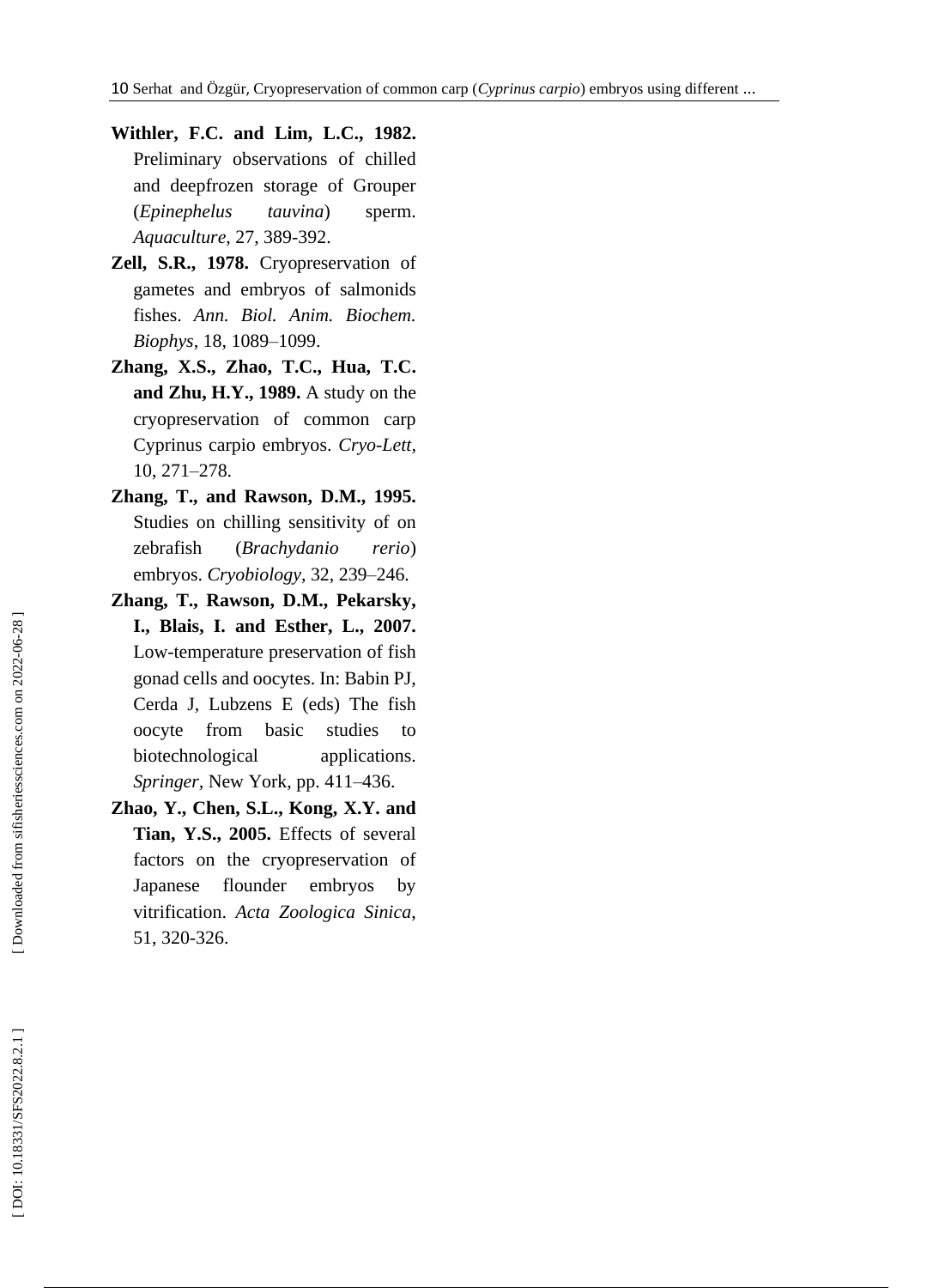**Withler, F.C. and Lim, L.C., 1982.** Preliminary observations of chilled and deepfrozen storage of Grouper (*Epinephelus tauvina*) sperm. *Aquaculture*, 27, 389-392.

**Zell, S.R., 1978.** Cryopreservation of gametes and embryos of salmonids fishes. *Ann. Biol. Anim. Biochem. Biophys*, 18, 1089–1099.

**Zhang, X.S., Zhao, T.C., Hua, T.C. and Zhu, H.Y., 1989.** A study on the cryopreservation of common carp Cyprinus carpio embryos. *Cryo-Lett*, 10, 271–278.

**Zhang, T., and Rawson, D.M., 1995.** Studies on chilling sensitivity of on zebrafish (*Brachydanio rerio*) embryos. *Cryobiology*, 32, 239–246.

**Zhang, T., Rawson, D.M., Pekarsky, I., Blais, I. and Esther, L., 2007.** Low-temperature preservation of fish gonad cells and oocytes. In: Babin PJ, Cerda J, Lubzens E (eds) The fish oocyte from basic studies to biotechnological applications. *Springer*, New York, pp. 411–436.

**Zhao, Y., Chen, S.L., Kong, X.Y. and Tian, Y.S., 2005.** Effects of several factors on the cryopreservation of Japanese flounder embryos by vitrification. *Acta Zoologica Sinica*, 51, 320-326.